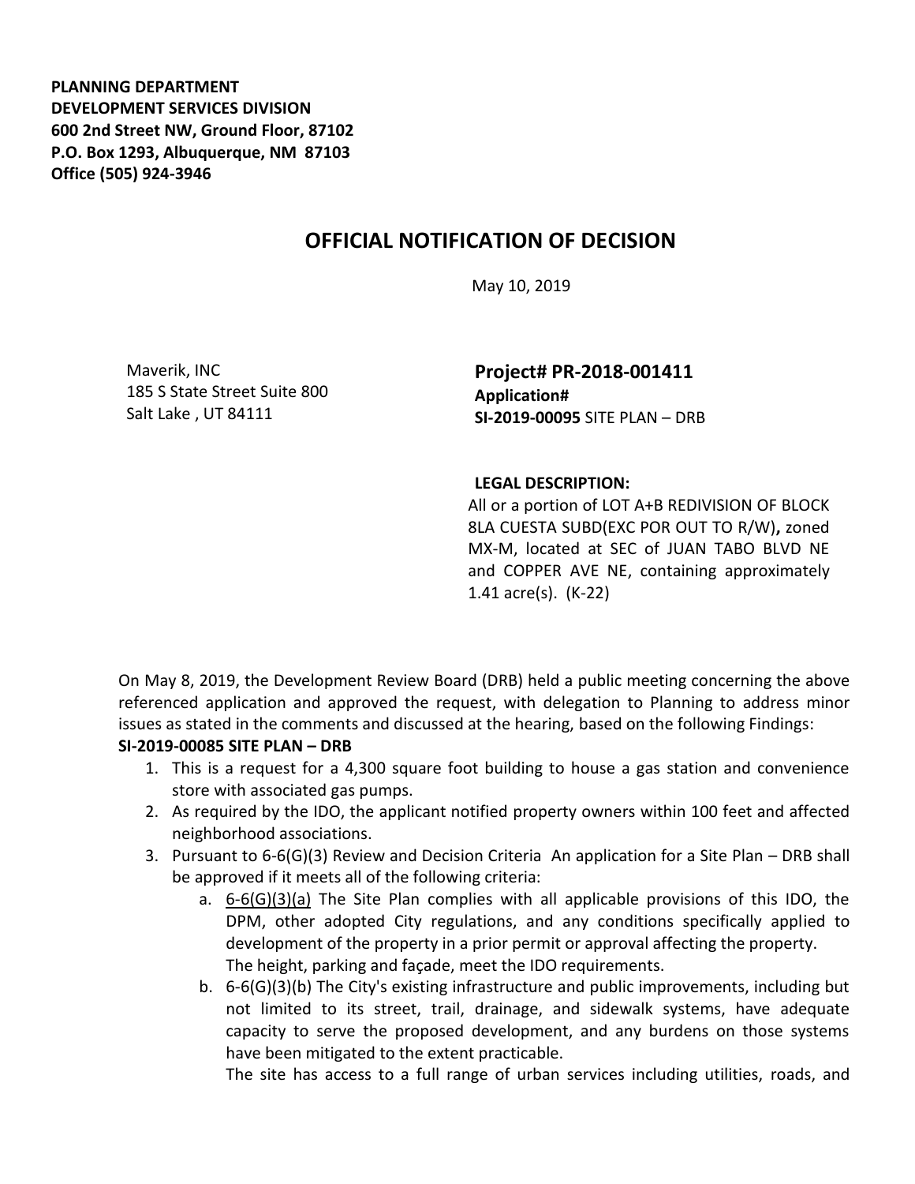**PLANNING DEPARTMENT**
**DEVELOPMENT SERVICES DIVISION**
**600 2nd Street NW, Ground Floor, 87102**
**P.O. Box 1293, Albuquerque, NM 87103**
**Office (505) 924-3946**

# OFFICIAL NOTIFICATION OF DECISION

May 10, 2019

Maverik, INC
185 S State Street Suite 800
Salt Lake , UT 84111

**Project# PR-2018-001411**
**Application#**
**SI-2019-00095** SITE PLAN – DRB

**LEGAL DESCRIPTION:**
All or a portion of LOT A+B REDIVISION OF BLOCK 8LA CUESTA SUBD(EXC POR OUT TO R/W)**,** zoned MX-M, located at SEC of JUAN TABO BLVD NE and COPPER AVE NE, containing approximately 1.41 acre(s). (K-22)

On May 8, 2019, the Development Review Board (DRB) held a public meeting concerning the above referenced application and approved the request, with delegation to Planning to address minor issues as stated in the comments and discussed at the hearing, based on the following Findings:

**SI-2019-00085 SITE PLAN – DRB**

1. This is a request for a 4,300 square foot building to house a gas station and convenience store with associated gas pumps.
2. As required by the IDO, the applicant notified property owners within 100 feet and affected neighborhood associations.
3. Pursuant to 6-6(G)(3) Review and Decision Criteria An application for a Site Plan – DRB shall be approved if it meets all of the following criteria:
   a. 6-6(G)(3)(a) The Site Plan complies with all applicable provisions of this IDO, the DPM, other adopted City regulations, and any conditions specifically applied to development of the property in a prior permit or approval affecting the property.
      The height, parking and façade, meet the IDO requirements.
   b. 6-6(G)(3)(b) The City's existing infrastructure and public improvements, including but not limited to its street, trail, drainage, and sidewalk systems, have adequate capacity to serve the proposed development, and any burdens on those systems have been mitigated to the extent practicable.
      The site has access to a full range of urban services including utilities, roads, and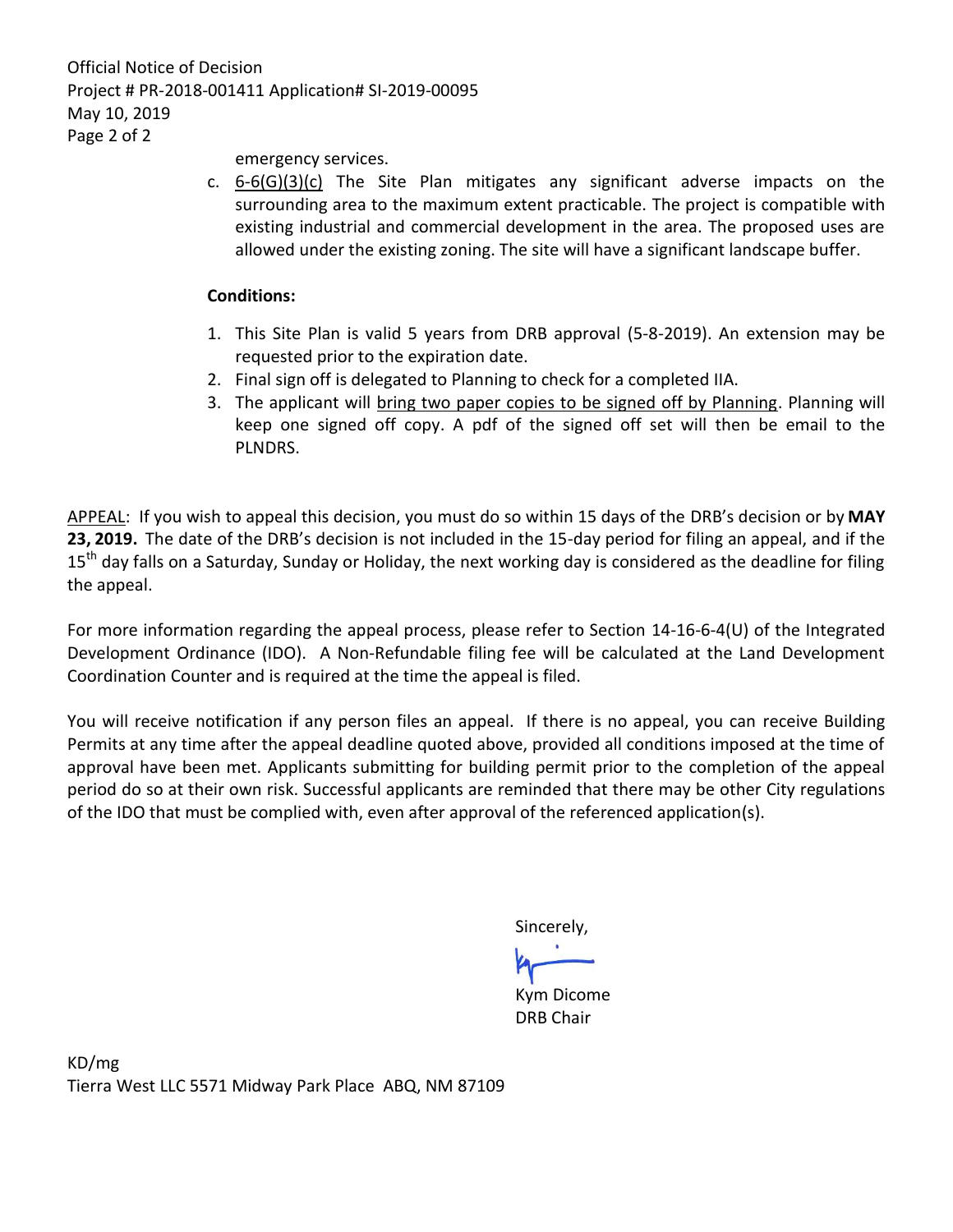emergency services.

c. 6-6(G)(3)(c) The Site Plan mitigates any significant adverse impacts on the surrounding area to the maximum extent practicable. The project is compatible with existing industrial and commercial development in the area. The proposed uses are allowed under the existing zoning. The site will have a significant landscape buffer.

**Conditions:**

1. This Site Plan is valid 5 years from DRB approval (5-8-2019). An extension may be requested prior to the expiration date.
2. Final sign off is delegated to Planning to check for a completed IIA.
3. The applicant will bring two paper copies to be signed off by Planning. Planning will keep one signed off copy. A pdf of the signed off set will then be email to the PLNDRS.

APPEAL: If you wish to appeal this decision, you must do so within 15 days of the DRB's decision or by **MAY 23, 2019.** The date of the DRB's decision is not included in the 15-day period for filing an appeal, and if the 15th day falls on a Saturday, Sunday or Holiday, the next working day is considered as the deadline for filing the appeal.

For more information regarding the appeal process, please refer to Section 14-16-6-4(U) of the Integrated Development Ordinance (IDO). A Non-Refundable filing fee will be calculated at the Land Development Coordination Counter and is required at the time the appeal is filed.

You will receive notification if any person files an appeal. If there is no appeal, you can receive Building Permits at any time after the appeal deadline quoted above, provided all conditions imposed at the time of approval have been met. Applicants submitting for building permit prior to the completion of the appeal period do so at their own risk. Successful applicants are reminded that there may be other City regulations of the IDO that must be complied with, even after approval of the referenced application(s).

Sincerely,

Kym Dicome
DRB Chair

KD/mg
Tierra West LLC 5571 Midway Park Place ABQ, NM 87109